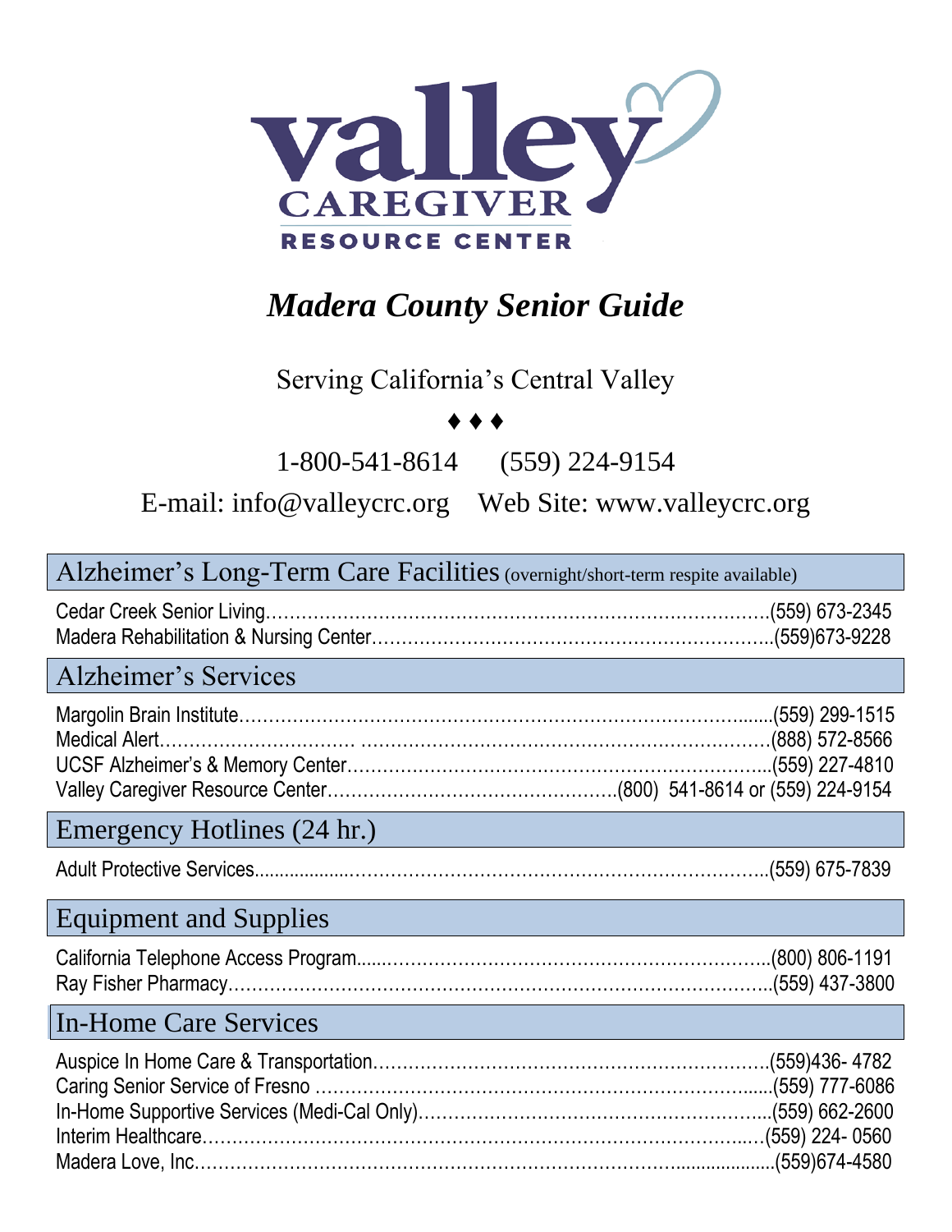valley
CAREGIVER
RESOURCE CENTER

# *Madera County Senior Guide*

Serving California's Central Valley

♦ ♦ ♦

1-800-541-8614 (559) 224-9154

E-mail: info@valleycrc.org Web Site: www.valleycrc.org

## Alzheimer's Long-Term Care Facilities (overnight/short-term respite available)

Cedar Creek Senior Living……………………………………………………………………….(559) 673-2345
Madera Rehabilitation & Nursing Center……………………………………………………..(559)673-9228

## Alzheimer's Services

Margolin Brain Institute…………………………………………………………………………(559) 299-1515
Medical Alert………………………… ……………………………………………………………(888) 572-8566
UCSF Alzheimer's & Memory Center…………………………………………………………...(559) 227-4810
Valley Caregiver Resource Center…………………………………………….(800) 541-8614 or (559) 224-9154

## Emergency Hotlines (24 hr.)

Adult Protective Services..................………………………………………………………….(559) 675-7839

## Equipment and Supplies

California Telephone Access Program.....………………………………………………………..(800) 806-1191
Ray Fisher Pharmacy…………………………………………………………………………….(559) 437-3800

## In-Home Care Services

Auspice In Home Care & Transportation…………………………………………………………(559)436- 4782
Caring Senior Service of Fresno …………………………………………………………….......(559) 777-6086
In-Home Supportive Services (Medi-Cal Only)…………………………………………………...(559) 662-2600
Interim Healthcare……………………………………………………………………………..…(559) 224- 0560
Madera Love, Inc.………………………………………………………………......................(559)674-4580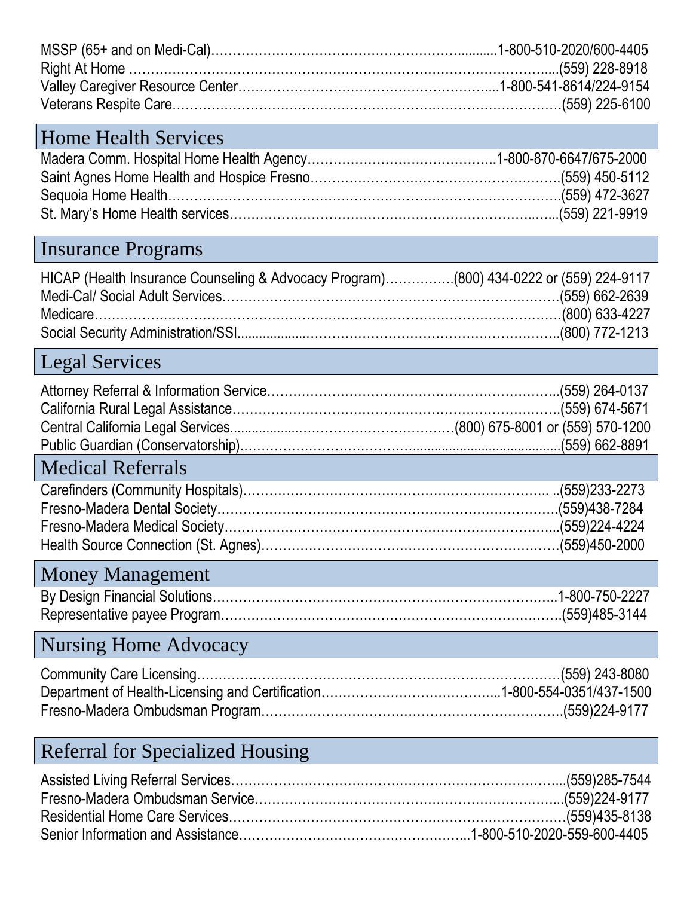MSSP (65+ and on Medi-Cal)……………………………………………………..........1-800-510-2020/600-4405
Right At Home …………………………………………………………………………………....(559) 228-8918
Valley Caregiver Resource Center…………………………………………………....1-800-541-8614/224-9154
Veterans Respite Care……………………………………………………………………………….(559) 225-6100

## Home Health Services

Madera Comm. Hospital Home Health Agency……………………………………..1-800-870-6647/675-2000
Saint Agnes Home Health and Hospice Fresno………………………………………………….(559) 450-5112
Sequoia Home Health……………………………………………………………………………….(559) 472-3627
St. Mary's Home Health services……………………………………………………………..…...(559) 221-9919

## Insurance Programs

HICAP (Health Insurance Counseling & Advocacy Program)…………….(800) 434-0222 or (559) 224-9117
Medi-Cal/ Social Adult Services……………………………………………………………………(559) 662-2639
Medicare……………………………………………………………………………………………(800) 633-4227
Social Security Administration/SSI..................………………………………………………..(800) 772-1213

## Legal Services

Attorney Referral & Information Service…………………………………………………………..(559) 264-0137
California Rural Legal Assistance………………………………………………………………….(559) 674-5671
Central California Legal Services...................……………………………(800) 675-8001 or (559) 570-1200
Public Guardian (Conservatorship)………………………………........................................(559) 662-8891

## Medical Referrals

Carefinders (Community Hospitals)…………………………………………………………….. ..(559)233-2273
Fresno-Madera Dental Society…………………………………………………………………….(559)438-7284
Fresno-Madera Medical Society……………………………………………………………………..(559)224-4224
Health Source Connection (St. Agnes)……………………………………………………………(559)450-2000

## Money Management

By Design Financial Solutions………………………………………………………………………..1-800-750-2227
Representative payee Program……………………………………………………………………….(559)485-3144

## Nursing Home Advocacy

Community Care Licensing………………………………………………………………………….(559) 243-8080
Department of Health-Licensing and Certification…………………………………...1-800-554-0351/437-1500
Fresno-Madera Ombudsman Program…………………………………………………………….(559)224-9177

## Referral for Specialized Housing

Assisted Living Referral Services…………………………………………………………………...(559)285-7544
Fresno-Madera Ombudsman Service……………………………………………………………...(559)224-9177
Residential Home Care Services…………………………………………………………………….(559)435-8138
Senior Information and Assistance……………………………………………...1-800-510-2020-559-600-4405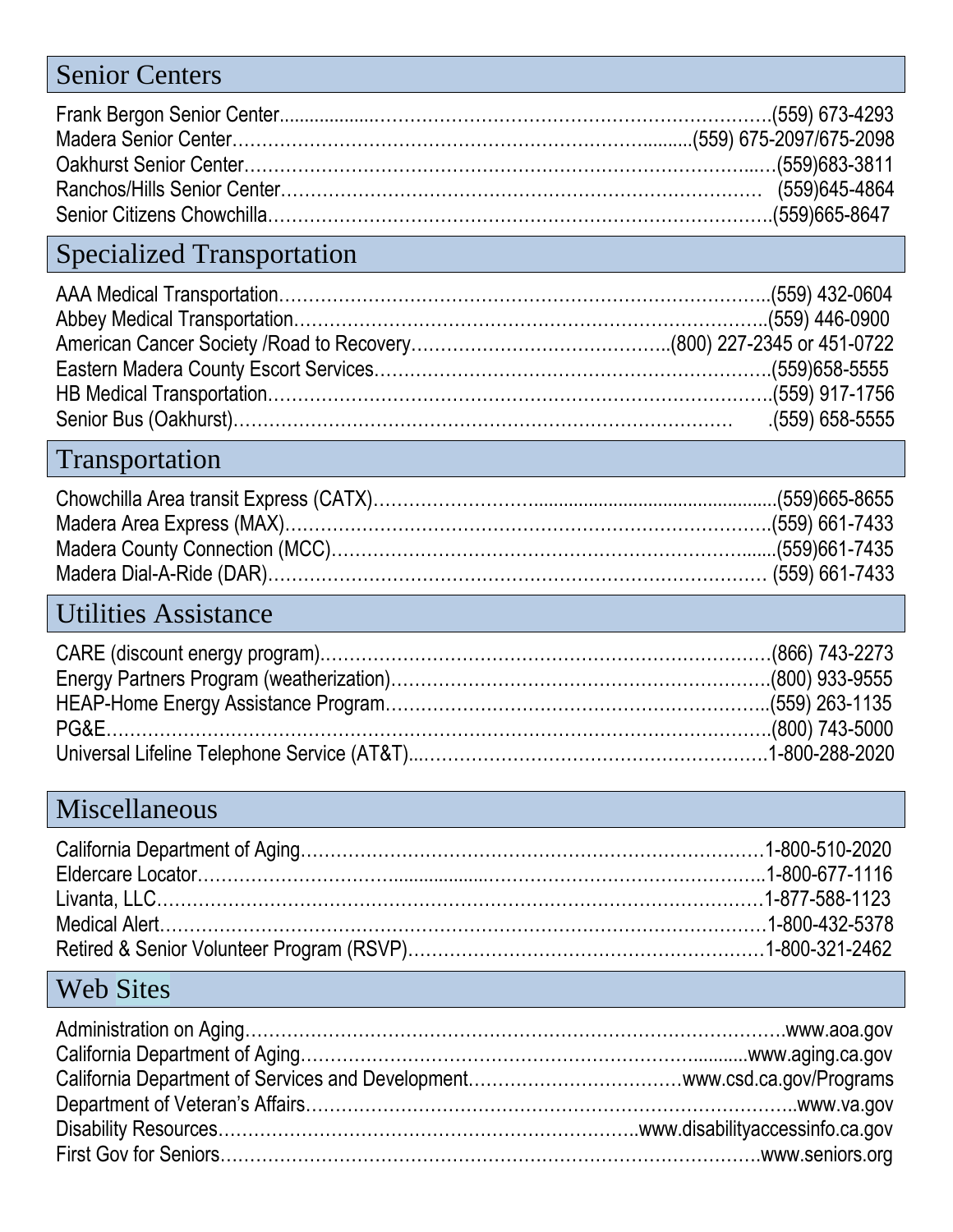## Senior Centers

Frank Bergon Senior Center……………………………………………………………(559) 673-4293
Madera Senior Center……………………………………………………………(559) 675-2097/675-2098
Oakhurst Senior Center……………………………………………………………(559)683-3811
Ranchos/Hills Senior Center…………………………………………………………… (559)645-4864
Senior Citizens Chowchilla……………………………………………………………(559)665-8647

## Specialized Transportation

AAA Medical Transportation……………………………………………………………(559) 432-0604
Abbey Medical Transportation……………………………………………………………(559) 446-0900
American Cancer Society /Road to Recovery……………………………………(800) 227-2345 or 451-0722
Eastern Madera County Escort Services……………………………………………(559)658-5555
HB Medical Transportation……………………………………………………………(559) 917-1756
Senior Bus (Oakhurst)…………………………………………………………… .(559) 658-5555

## Transportation

Chowchilla Area transit Express (CATX)……………………………………………(559)665-8655
Madera Area Express (MAX)……………………………………………………………(559) 661-7433
Madera County Connection (MCC)……………………………………………………(559)661-7435
Madera Dial-A-Ride (DAR)…………………………………………………………… (559) 661-7433

## Utilities Assistance

CARE (discount energy program)……………………………………………………(866) 743-2273
Energy Partners Program (weatherization)…………………………………………(800) 933-9555
HEAP-Home Energy Assistance Program……………………………………………(559) 263-1135
PG&E……………………………………………………………………………………(800) 743-5000
Universal Lifeline Telephone Service (AT&T)……………………………………1-800-288-2020

## Miscellaneous

California Department of Aging……………………………………………………1-800-510-2020
Eldercare Locator……………………………………………………………………1-800-677-1116
Livanta, LLC…………………………………………………………………………1-877-588-1123
Medical Alert…………………………………………………………………………1-800-432-5378
Retired & Senior Volunteer Program (RSVP)………………………………………1-800-321-2462

## Web Sites

Administration on Aging……………………………………………………………www.aoa.gov
California Department of Aging……………………………………………………www.aging.ca.gov
California Department of Services and Development……………………………www.csd.ca.gov/Programs
Department of Veteran's Affairs……………………………………………………www.va.gov
Disability Resources………………………………………………………www.disabilityaccessinfo.ca.gov
First Gov for Seniors…………………………………………………………………www.seniors.org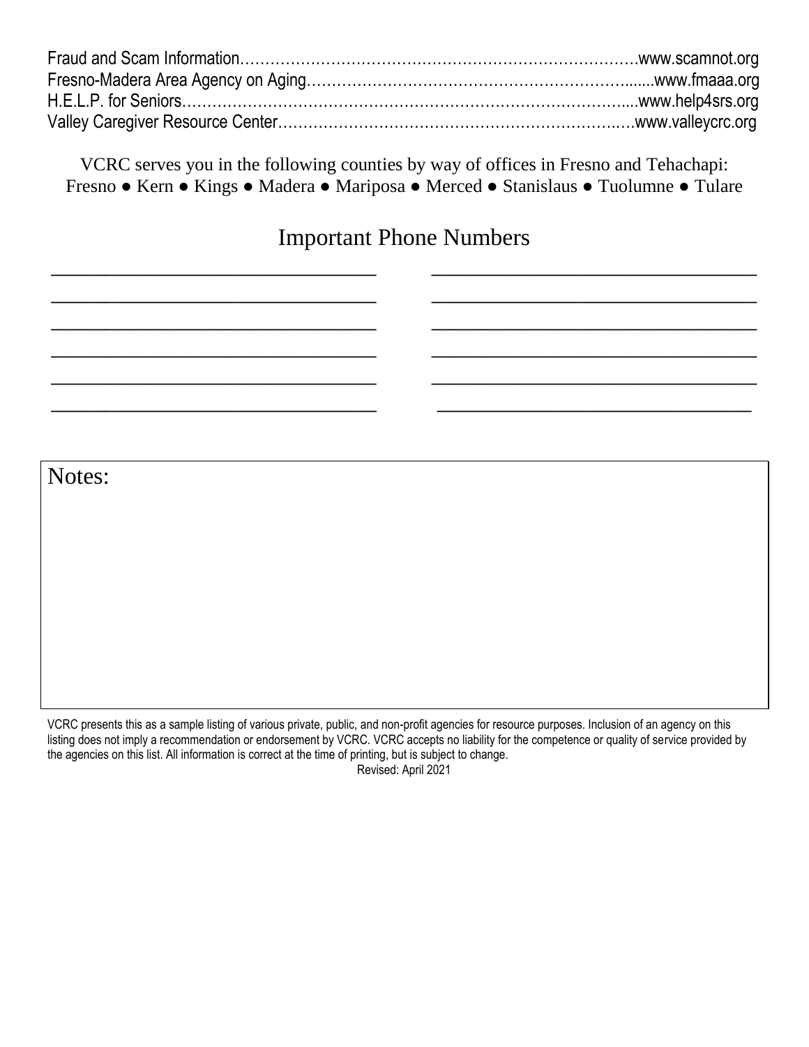Fraud and Scam Information…………………………………………………………………www.scamnot.org
Fresno-Madera Area Agency on Aging……………………………………………………......www.fmaaa.org
H.E.L.P. for Seniors………………………………………………………………………....www.help4srs.org
Valley Caregiver Resource Center……………………………………………………….….www.valleycrc.org

VCRC serves you in the following counties by way of offices in Fresno and Tehachapi:
Fresno ● Kern ● Kings ● Madera ● Mariposa ● Merced ● Stanislaus ● Tuolumne ● Tulare

## Important Phone Numbers

| | |
|---|---|
| ______________________________ | ______________________________ |
| ______________________________ | ______________________________ |
| ______________________________ | ______________________________ |
| ______________________________ | ______________________________ |
| ______________________________ | ______________________________ |
| ______________________________ | ______________________________ |

Notes:

VCRC presents this as a sample listing of various private, public, and non-profit agencies for resource purposes. Inclusion of an agency on this listing does not imply a recommendation or endorsement by VCRC. VCRC accepts no liability for the competence or quality of service provided by the agencies on this list. All information is correct at the time of printing, but is subject to change.

Revised: April 2021